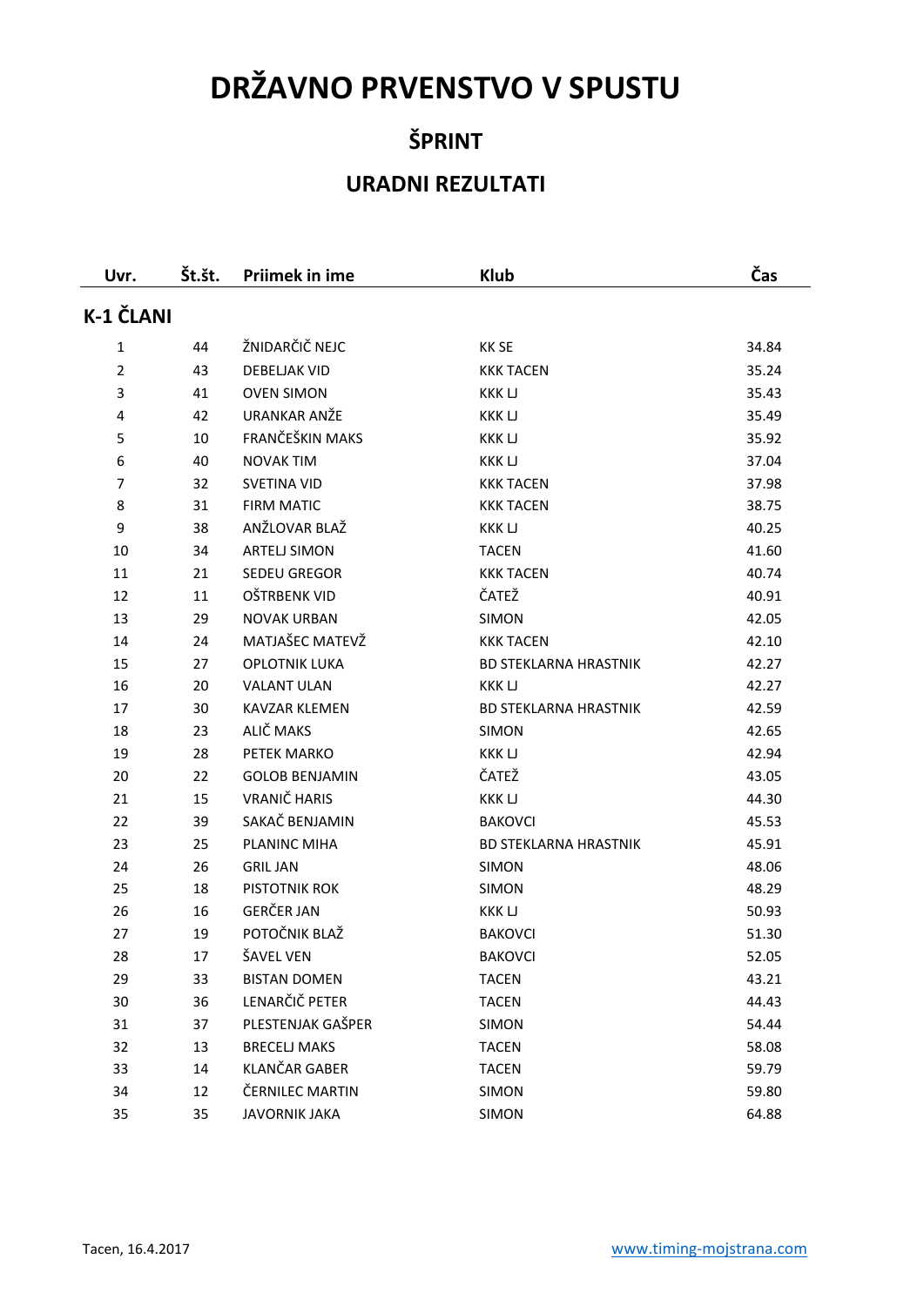# DRŽAVNO PRVENSTVO V SPUSTU

## ŠPRINT

## URADNI REZULTATI

| Uvr. | Št.št. | Priimek in ime | Klub | Čas |
|---|---|---|---|---|
| **K-1 ČLANI** | | | | |
| 1 | 44 | ŽNIDARČIČ NEJC | KK SE | 34.84 |
| 2 | 43 | DEBELJAK VID | KKK TACEN | 35.24 |
| 3 | 41 | OVEN SIMON | KKK LJ | 35.43 |
| 4 | 42 | URANKAR ANŽE | KKK LJ | 35.49 |
| 5 | 10 | FRANČEŠKIN MAKS | KKK LJ | 35.92 |
| 6 | 40 | NOVAK TIM | KKK LJ | 37.04 |
| 7 | 32 | SVETINA VID | KKK TACEN | 37.98 |
| 8 | 31 | FIRM MATIC | KKK TACEN | 38.75 |
| 9 | 38 | ANŽLOVAR BLAŽ | KKK LJ | 40.25 |
| 10 | 34 | ARTELJ SIMON | TACEN | 41.60 |
| 11 | 21 | SEDEU GREGOR | KKK TACEN | 40.74 |
| 12 | 11 | OŠTRBENK VID | ČATEŽ | 40.91 |
| 13 | 29 | NOVAK URBAN | SIMON | 42.05 |
| 14 | 24 | MATJAŠEC MATEVŽ | KKK TACEN | 42.10 |
| 15 | 27 | OPLOTNIK LUKA | BD STEKLARNA HRASTNIK | 42.27 |
| 16 | 20 | VALANT ULAN | KKK LJ | 42.27 |
| 17 | 30 | KAVZAR KLEMEN | BD STEKLARNA HRASTNIK | 42.59 |
| 18 | 23 | ALIČ MAKS | SIMON | 42.65 |
| 19 | 28 | PETEK MARKO | KKK LJ | 42.94 |
| 20 | 22 | GOLOB BENJAMIN | ČATEŽ | 43.05 |
| 21 | 15 | VRANIČ HARIS | KKK LJ | 44.30 |
| 22 | 39 | SAKAČ BENJAMIN | BAKOVCI | 45.53 |
| 23 | 25 | PLANINC MIHA | BD STEKLARNA HRASTNIK | 45.91 |
| 24 | 26 | GRIL JAN | SIMON | 48.06 |
| 25 | 18 | PISTOTNIK ROK | SIMON | 48.29 |
| 26 | 16 | GERČER JAN | KKK LJ | 50.93 |
| 27 | 19 | POTOČNIK BLAŽ | BAKOVCI | 51.30 |
| 28 | 17 | ŠAVEL VEN | BAKOVCI | 52.05 |
| 29 | 33 | BISTAN DOMEN | TACEN | 43.21 |
| 30 | 36 | LENARČIČ PETER | TACEN | 44.43 |
| 31 | 37 | PLESTENJAK GAŠPER | SIMON | 54.44 |
| 32 | 13 | BRECELJ MAKS | TACEN | 58.08 |
| 33 | 14 | KLANČAR GABER | TACEN | 59.79 |
| 34 | 12 | ČERNILEC MARTIN | SIMON | 59.80 |
| 35 | 35 | JAVORNIK JAKA | SIMON | 64.88 |

Tacen, 16.4.2017

www.timing-mojstrana.com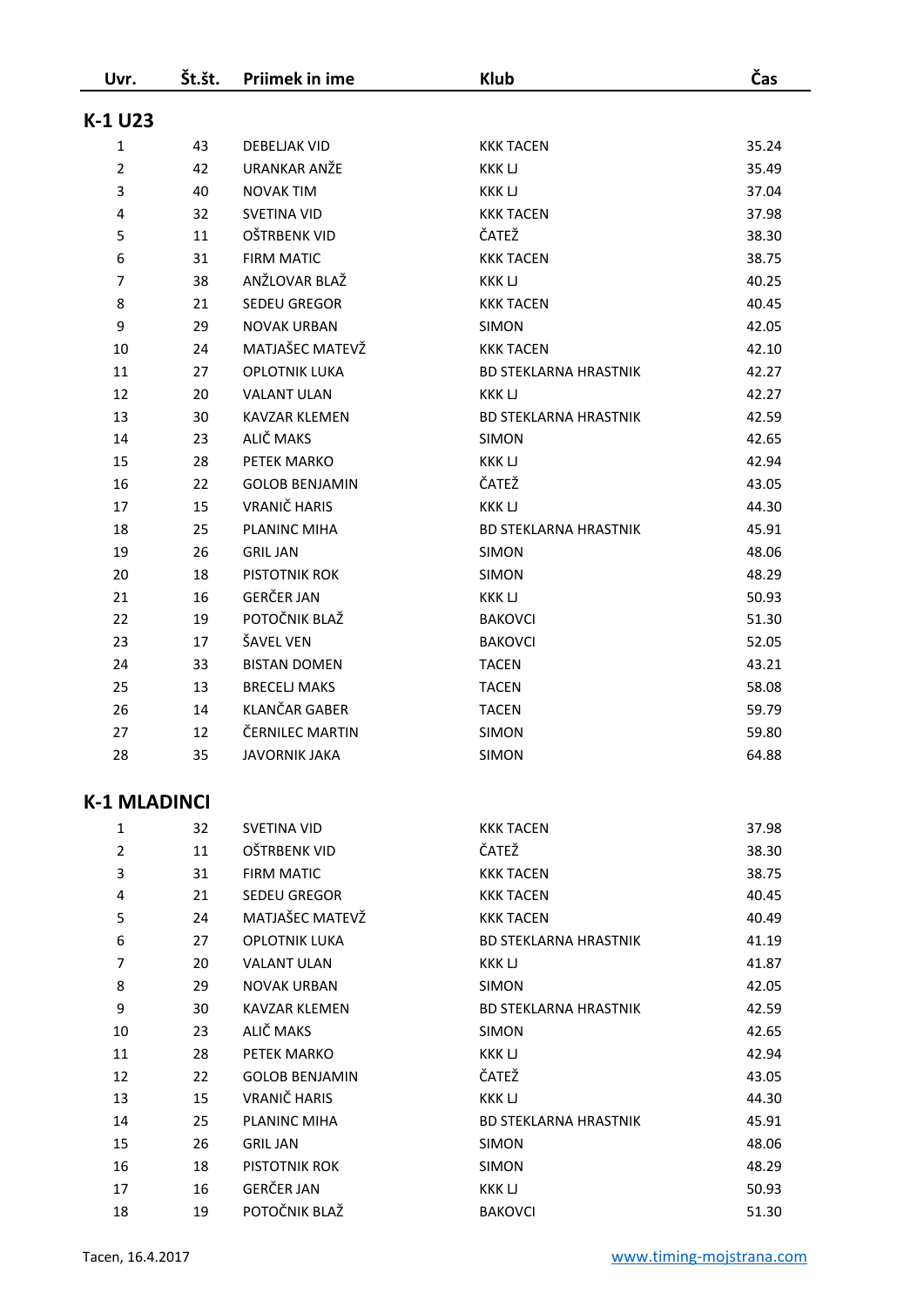| Uvr. | Št.št. | Priimek in ime | Klub | Čas |
|---|---|---|---|---|
| **K-1 U23** | | | | |
| 1 | 43 | DEBELJAK VID | KKK TACEN | 35.24 |
| 2 | 42 | URANKAR ANŽE | KKK LJ | 35.49 |
| 3 | 40 | NOVAK TIM | KKK LJ | 37.04 |
| 4 | 32 | SVETINA VID | KKK TACEN | 37.98 |
| 5 | 11 | OŠTRBENK VID | ČATEŽ | 38.30 |
| 6 | 31 | FIRM MATIC | KKK TACEN | 38.75 |
| 7 | 38 | ANŽLOVAR BLAŽ | KKK LJ | 40.25 |
| 8 | 21 | SEDEU GREGOR | KKK TACEN | 40.45 |
| 9 | 29 | NOVAK URBAN | SIMON | 42.05 |
| 10 | 24 | MATJAŠEC MATEVŽ | KKK TACEN | 42.10 |
| 11 | 27 | OPLOTNIK LUKA | BD STEKLARNA HRASTNIK | 42.27 |
| 12 | 20 | VALANT ULAN | KKK LJ | 42.27 |
| 13 | 30 | KAVZAR KLEMEN | BD STEKLARNA HRASTNIK | 42.59 |
| 14 | 23 | ALIČ MAKS | SIMON | 42.65 |
| 15 | 28 | PETEK MARKO | KKK LJ | 42.94 |
| 16 | 22 | GOLOB BENJAMIN | ČATEŽ | 43.05 |
| 17 | 15 | VRANIČ HARIS | KKK LJ | 44.30 |
| 18 | 25 | PLANINC MIHA | BD STEKLARNA HRASTNIK | 45.91 |
| 19 | 26 | GRIL JAN | SIMON | 48.06 |
| 20 | 18 | PISTOTNIK ROK | SIMON | 48.29 |
| 21 | 16 | GERČER JAN | KKK LJ | 50.93 |
| 22 | 19 | POTOČNIK BLAŽ | BAKOVCI | 51.30 |
| 23 | 17 | ŠAVEL VEN | BAKOVCI | 52.05 |
| 24 | 33 | BISTAN DOMEN | TACEN | 43.21 |
| 25 | 13 | BRECELJ MAKS | TACEN | 58.08 |
| 26 | 14 | KLANČAR GABER | TACEN | 59.79 |
| 27 | 12 | ČERNILEC MARTIN | SIMON | 59.80 |
| 28 | 35 | JAVORNIK JAKA | SIMON | 64.88 |
| **K-1 MLADINCI** | | | | |
| 1 | 32 | SVETINA VID | KKK TACEN | 37.98 |
| 2 | 11 | OŠTRBENK VID | ČATEŽ | 38.30 |
| 3 | 31 | FIRM MATIC | KKK TACEN | 38.75 |
| 4 | 21 | SEDEU GREGOR | KKK TACEN | 40.45 |
| 5 | 24 | MATJAŠEC MATEVŽ | KKK TACEN | 40.49 |
| 6 | 27 | OPLOTNIK LUKA | BD STEKLARNA HRASTNIK | 41.19 |
| 7 | 20 | VALANT ULAN | KKK LJ | 41.87 |
| 8 | 29 | NOVAK URBAN | SIMON | 42.05 |
| 9 | 30 | KAVZAR KLEMEN | BD STEKLARNA HRASTNIK | 42.59 |
| 10 | 23 | ALIČ MAKS | SIMON | 42.65 |
| 11 | 28 | PETEK MARKO | KKK LJ | 42.94 |
| 12 | 22 | GOLOB BENJAMIN | ČATEŽ | 43.05 |
| 13 | 15 | VRANIČ HARIS | KKK LJ | 44.30 |
| 14 | 25 | PLANINC MIHA | BD STEKLARNA HRASTNIK | 45.91 |
| 15 | 26 | GRIL JAN | SIMON | 48.06 |
| 16 | 18 | PISTOTNIK ROK | SIMON | 48.29 |
| 17 | 16 | GERČER JAN | KKK LJ | 50.93 |
| 18 | 19 | POTOČNIK BLAŽ | BAKOVCI | 51.30 |

Tacen, 16.4.2017 www.timing-mojstrana.com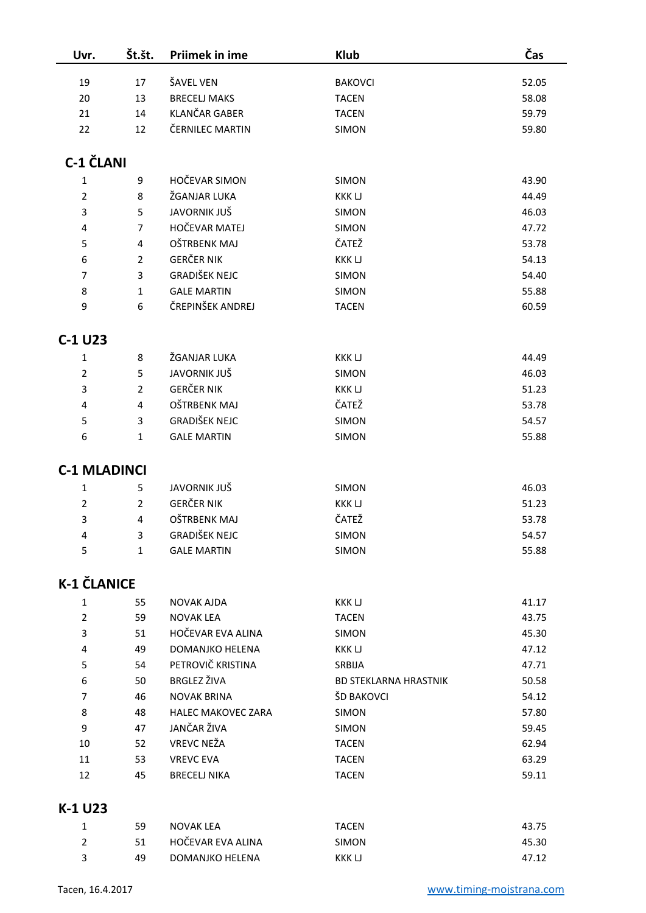| Uvr. | Št.št. | Priimek in ime | Klub | Čas |
|---|---|---|---|---|
| 19 | 17 | ŠAVEL VEN | BAKOVCI | 52.05 |
| 20 | 13 | BRECELJ MAKS | TACEN | 58.08 |
| 21 | 14 | KLANČAR GABER | TACEN | 59.79 |
| 22 | 12 | ČERNILEC MARTIN | SIMON | 59.80 |

## C-1 ČLANI

| Uvr. | Št.št. | Priimek in ime | Klub | Čas |
|---|---|---|---|---|
| 1 | 9 | HOČEVAR SIMON | SIMON | 43.90 |
| 2 | 8 | ŽGANJAR LUKA | KKK LJ | 44.49 |
| 3 | 5 | JAVORNIK JUŠ | SIMON | 46.03 |
| 4 | 7 | HOČEVAR MATEJ | SIMON | 47.72 |
| 5 | 4 | OŠTRBENK MAJ | ČATEŽ | 53.78 |
| 6 | 2 | GERČER NIK | KKK LJ | 54.13 |
| 7 | 3 | GRADIŠEK NEJC | SIMON | 54.40 |
| 8 | 1 | GALE MARTIN | SIMON | 55.88 |
| 9 | 6 | ČREPINŠEK ANDREJ | TACEN | 60.59 |

## C-1 U23

| Uvr. | Št.št. | Priimek in ime | Klub | Čas |
|---|---|---|---|---|
| 1 | 8 | ŽGANJAR LUKA | KKK LJ | 44.49 |
| 2 | 5 | JAVORNIK JUŠ | SIMON | 46.03 |
| 3 | 2 | GERČER NIK | KKK LJ | 51.23 |
| 4 | 4 | OŠTRBENK MAJ | ČATEŽ | 53.78 |
| 5 | 3 | GRADIŠEK NEJC | SIMON | 54.57 |
| 6 | 1 | GALE MARTIN | SIMON | 55.88 |

## C-1 MLADINCI

| Uvr. | Št.št. | Priimek in ime | Klub | Čas |
|---|---|---|---|---|
| 1 | 5 | JAVORNIK JUŠ | SIMON | 46.03 |
| 2 | 2 | GERČER NIK | KKK LJ | 51.23 |
| 3 | 4 | OŠTRBENK MAJ | ČATEŽ | 53.78 |
| 4 | 3 | GRADIŠEK NEJC | SIMON | 54.57 |
| 5 | 1 | GALE MARTIN | SIMON | 55.88 |

## K-1 ČLANICE

| Uvr. | Št.št. | Priimek in ime | Klub | Čas |
|---|---|---|---|---|
| 1 | 55 | NOVAK AJDA | KKK LJ | 41.17 |
| 2 | 59 | NOVAK LEA | TACEN | 43.75 |
| 3 | 51 | HOČEVAR EVA ALINA | SIMON | 45.30 |
| 4 | 49 | DOMANJKO HELENA | KKK LJ | 47.12 |
| 5 | 54 | PETROVIČ KRISTINA | SRBIJA | 47.71 |
| 6 | 50 | BRGLEZ ŽIVA | BD STEKLARNA HRASTNIK | 50.58 |
| 7 | 46 | NOVAK BRINA | ŠD BAKOVCI | 54.12 |
| 8 | 48 | HALEC MAKOVEC ZARA | SIMON | 57.80 |
| 9 | 47 | JANČAR ŽIVA | SIMON | 59.45 |
| 10 | 52 | VREVC NEŽA | TACEN | 62.94 |
| 11 | 53 | VREVC EVA | TACEN | 63.29 |
| 12 | 45 | BRECELJ NIKA | TACEN | 59.11 |

## K-1 U23

| Uvr. | Št.št. | Priimek in ime | Klub | Čas |
|---|---|---|---|---|
| 1 | 59 | NOVAK LEA | TACEN | 43.75 |
| 2 | 51 | HOČEVAR EVA ALINA | SIMON | 45.30 |
| 3 | 49 | DOMANJKO HELENA | KKK LJ | 47.12 |

Tacen, 16.4.2017 www.timing-mojstrana.com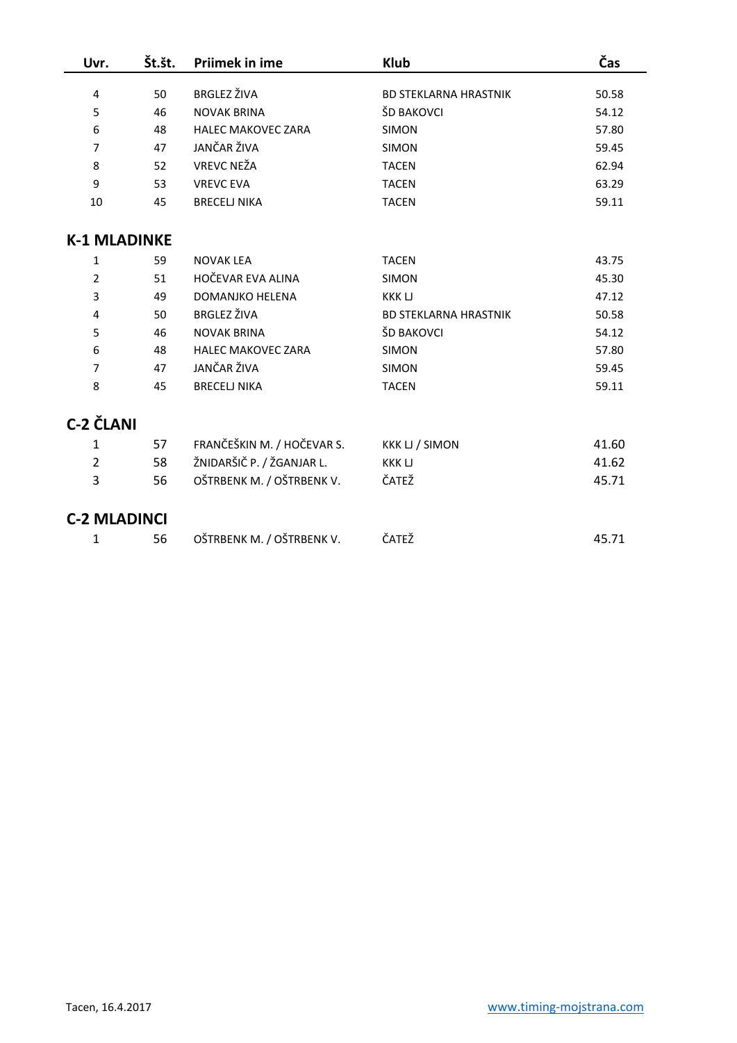| Uvr. | Št.št. | Priimek in ime | Klub | Čas |
|---|---|---|---|---|
| 4 | 50 | BRGLEZ ŽIVA | BD STEKLARNA HRASTNIK | 50.58 |
| 5 | 46 | NOVAK BRINA | ŠD BAKOVCI | 54.12 |
| 6 | 48 | HALEC MAKOVEC ZARA | SIMON | 57.80 |
| 7 | 47 | JANČAR ŽIVA | SIMON | 59.45 |
| 8 | 52 | VREVC NEŽA | TACEN | 62.94 |
| 9 | 53 | VREVC EVA | TACEN | 63.29 |
| 10 | 45 | BRECELJ NIKA | TACEN | 59.11 |

## K-1 MLADINKE

| Uvr. | Št.št. | Priimek in ime | Klub | Čas |
|---|---|---|---|---|
| 1 | 59 | NOVAK LEA | TACEN | 43.75 |
| 2 | 51 | HOČEVAR EVA ALINA | SIMON | 45.30 |
| 3 | 49 | DOMANJKO HELENA | KKK LJ | 47.12 |
| 4 | 50 | BRGLEZ ŽIVA | BD STEKLARNA HRASTNIK | 50.58 |
| 5 | 46 | NOVAK BRINA | ŠD BAKOVCI | 54.12 |
| 6 | 48 | HALEC MAKOVEC ZARA | SIMON | 57.80 |
| 7 | 47 | JANČAR ŽIVA | SIMON | 59.45 |
| 8 | 45 | BRECELJ NIKA | TACEN | 59.11 |

## C-2 ČLANI

| Uvr. | Št.št. | Priimek in ime | Klub | Čas |
|---|---|---|---|---|
| 1 | 57 | FRANČEŠKIN M. / HOČEVAR S. | KKK LJ / SIMON | 41.60 |
| 2 | 58 | ŽNIDARŠIČ P. / ŽGANJAR L. | KKK LJ | 41.62 |
| 3 | 56 | OŠTRBENK M. / OŠTRBENK V. | ČATEŽ | 45.71 |

## C-2 MLADINCI

| Uvr. | Št.št. | Priimek in ime | Klub | Čas |
|---|---|---|---|---|
| 1 | 56 | OŠTRBENK M. / OŠTRBENK V. | ČATEŽ | 45.71 |

Tacen, 16.4.2017

www.timing-mojstrana.com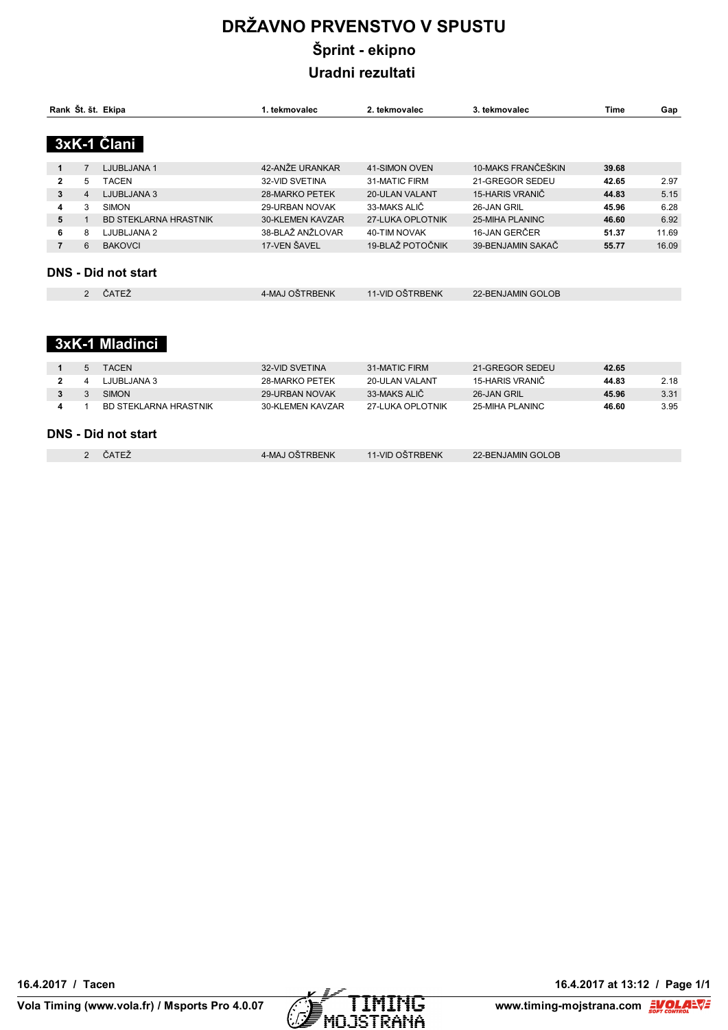# DRŽAVNO PRVENSTVO V SPUSTU

## Šprint - ekipno

## Uradni rezultati

### 3xK-1 Člani

| Rank | Št. št. | Ekipa | 1. tekmovalec | 2. tekmovalec | 3. tekmovalec | Time | Gap |
|---|---|---|---|---|---|---|---|
| 1 | 7 | LJUBLJANA 1 | 42-ANŽE URANKAR | 41-SIMON OVEN | 10-MAKS FRANČEŠKIN | 39.68 | |
| 2 | 5 | TACEN | 32-VID SVETINA | 31-MATIC FIRM | 21-GREGOR SEDEU | 42.65 | 2.97 |
| 3 | 4 | LJUBLJANA 3 | 28-MARKO PETEK | 20-ULAN VALANT | 15-HARIS VRANIČ | 44.83 | 5.15 |
| 4 | 3 | SIMON | 29-URBAN NOVAK | 33-MAKS ALIČ | 26-JAN GRIL | 45.96 | 6.28 |
| 5 | 1 | BD STEKLARNA HRASTNIK | 30-KLEMEN KAVZAR | 27-LUKA OPLOTNIK | 25-MIHA PLANINC | 46.60 | 6.92 |
| 6 | 8 | LJUBLJANA 2 | 38-BLAŽ ANŽLOVAR | 40-TIM NOVAK | 16-JAN GERČER | 51.37 | 11.69 |
| 7 | 6 | BAKOVCI | 17-VEN ŠAVEL | 19-BLAŽ POTOČNIK | 39-BENJAMIN SAKAČ | 55.77 | 16.09 |

**DNS - Did not start**

| Rank | Št. št. | Ekipa | 1. tekmovalec | 2. tekmovalec | 3. tekmovalec | Time | Gap |
|---|---|---|---|---|---|---|---|
| | 2 | ČATEŽ | 4-MAJ OŠTRBENK | 11-VID OŠTRBENK | 22-BENJAMIN GOLOB | | |

### 3xK-1 Mladinci

| Rank | Št. št. | Ekipa | 1. tekmovalec | 2. tekmovalec | 3. tekmovalec | Time | Gap |
|---|---|---|---|---|---|---|---|
| 1 | 5 | TACEN | 32-VID SVETINA | 31-MATIC FIRM | 21-GREGOR SEDEU | 42.65 | |
| 2 | 4 | LJUBLJANA 3 | 28-MARKO PETEK | 20-ULAN VALANT | 15-HARIS VRANIČ | 44.83 | 2.18 |
| 3 | 3 | SIMON | 29-URBAN NOVAK | 33-MAKS ALIČ | 26-JAN GRIL | 45.96 | 3.31 |
| 4 | 1 | BD STEKLARNA HRASTNIK | 30-KLEMEN KAVZAR | 27-LUKA OPLOTNIK | 25-MIHA PLANINC | 46.60 | 3.95 |

**DNS - Did not start**

| Rank | Št. št. | Ekipa | 1. tekmovalec | 2. tekmovalec | 3. tekmovalec | Time | Gap |
|---|---|---|---|---|---|---|---|
| | 2 | ČATEŽ | 4-MAJ OŠTRBENK | 11-VID OŠTRBENK | 22-BENJAMIN GOLOB | | |

16.4.2017 / Tacen

16.4.2017 at 13:12

Vola Timing (www.vola.fr) / Msports Pro 4.0.07

www.timing-mojstrana.com